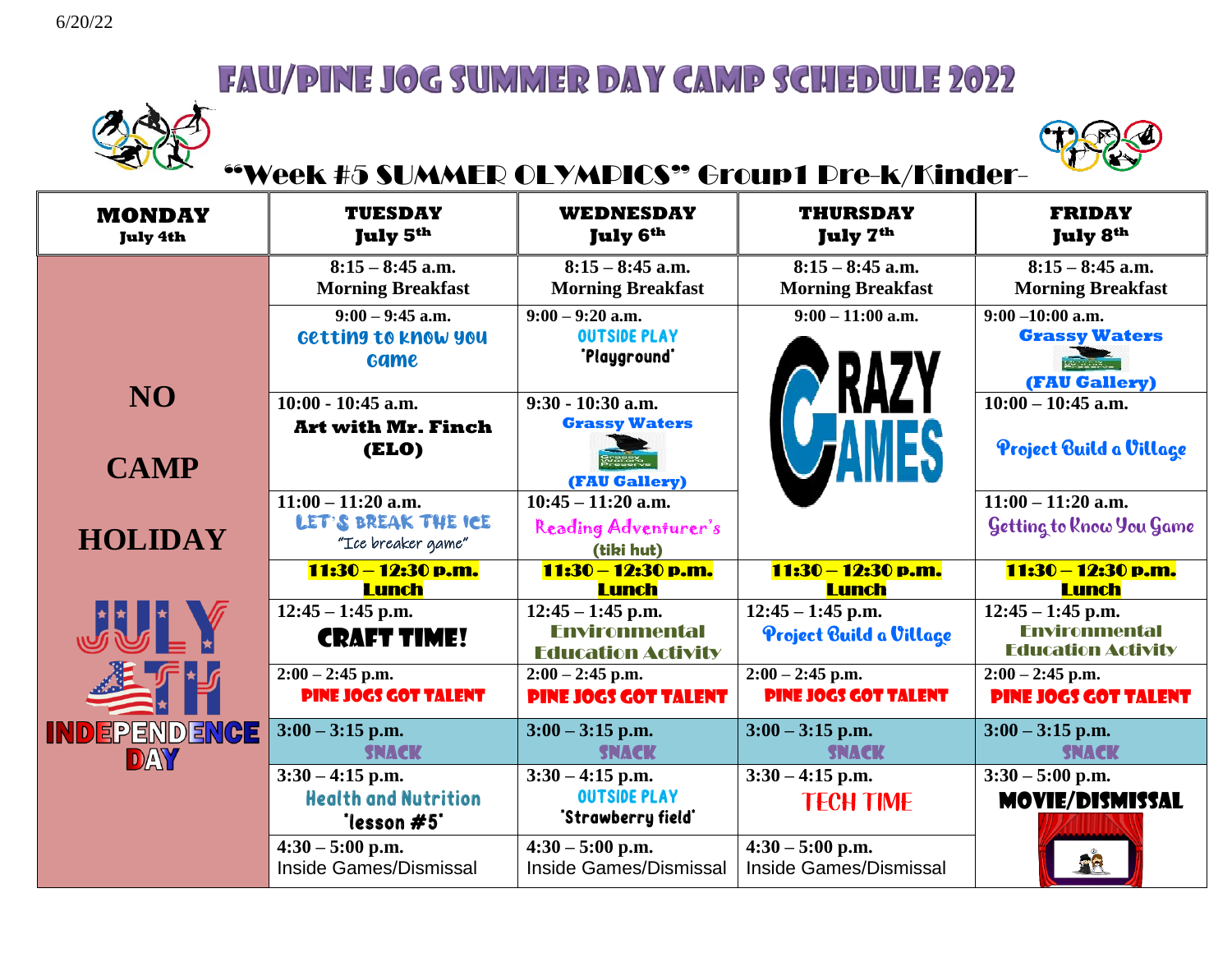6/20/22

# FAU/PINE JOG SUMMER DAY CAMP SCHEDULE 2022

## "Week #5 SUMMER OLYMPICS" Group1 Pre-k/Kinder-

| MONDAY July 4th | TUESDAY July 5th | WEDNESDAY July 6th | THURSDAY July 7th | FRIDAY July 8th |
|---|---|---|---|---|
| NO CAMP HOLIDAY JULY 4TH INDEPENDENCE DAY | 8:15 – 8:45 a.m. Morning Breakfast | 8:15 – 8:45 a.m. Morning Breakfast | 8:15 – 8:45 a.m. Morning Breakfast | 8:15 – 8:45 a.m. Morning Breakfast |
| | 9:00 – 9:45 a.m. Getting to know you Game | 9:00 – 9:20 a.m. OUTSIDE PLAY "Playground" | 9:00 – 11:00 a.m. CRAZY GAMES | 9:00 –10:00 a.m. Grassy Waters (FAU Gallery) |
| | 10:00 - 10:45 a.m. Art with Mr. Finch (ELO) | 9:30 - 10:30 a.m. Grassy Waters (FAU Gallery) | | 10:00 – 10:45 a.m. Project Build a Village |
| | 11:00 – 11:20 a.m. LET'S BREAK THE ICE "Ice breaker game" | 10:45 – 11:20 a.m. Reading Adventurer's (tiki hut) | | 11:00 – 11:20 a.m. Getting to Know You Game |
| | 11:30 – 12:30 p.m. Lunch | 11:30 – 12:30 p.m. Lunch | 11:30 – 12:30 p.m. Lunch | 11:30 – 12:30 p.m. Lunch |
| | 12:45 – 1:45 p.m. CRAFT TIME! | 12:45 – 1:45 p.m. Environmental Education Activity | 12:45 – 1:45 p.m. Project Build a Village | 12:45 – 1:45 p.m. Environmental Education Activity |
| | 2:00 – 2:45 p.m. PINE JOGS GOT TALENT | 2:00 – 2:45 p.m. PINE JOGS GOT TALENT | 2:00 – 2:45 p.m. PINE JOGS GOT TALENT | 2:00 – 2:45 p.m. PINE JOGS GOT TALENT |
| | 3:00 – 3:15 p.m. SNACK | 3:00 – 3:15 p.m. SNACK | 3:00 – 3:15 p.m. SNACK | 3:00 – 3:15 p.m. SNACK |
| | 3:30 – 4:15 p.m. Health and Nutrition "lesson #5" | 3:30 – 4:15 p.m. OUTSIDE PLAY "Strawberry field" | 3:30 – 4:15 p.m. TECH TIME | 3:30 – 5:00 p.m. MOVIE/DISMISSAL |
| | 4:30 – 5:00 p.m. Inside Games/Dismissal | 4:30 – 5:00 p.m. Inside Games/Dismissal | 4:30 – 5:00 p.m. Inside Games/Dismissal | |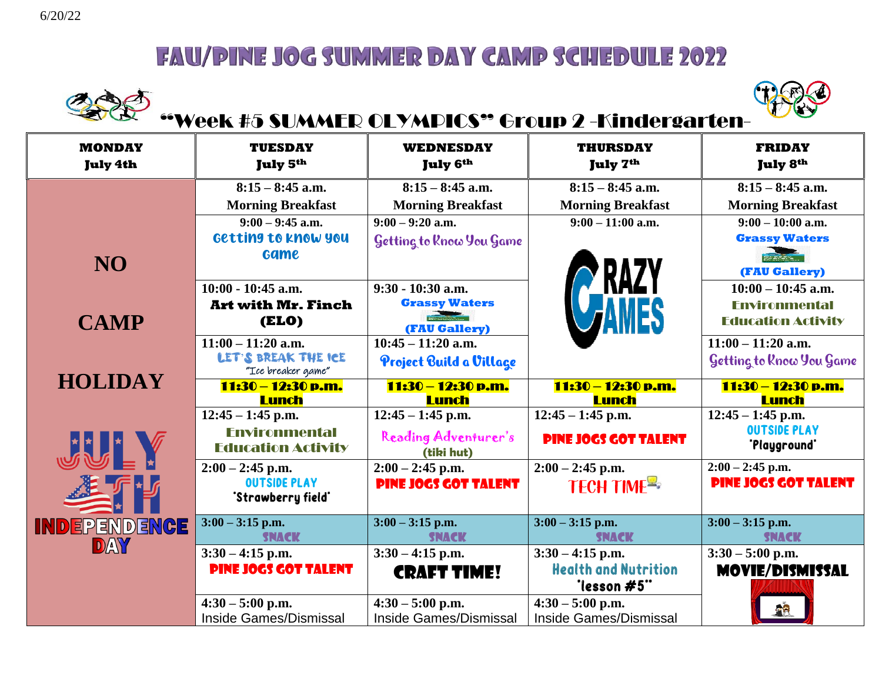6/20/22

# FAU/PINE JOG SUMMER DAY CAMP SCHEDULE 2022

## "Week #5 SUMMER OLYMPICS" Group 2 -Kindergarten-

| MONDAY July 4th | TUESDAY July 5th | WEDNESDAY July 6th | THURSDAY July 7th | FRIDAY July 8th |
|---|---|---|---|---|
| NO CAMP HOLIDAY JULY 4TH INDEPENDENCE DAY | 8:15 – 8:45 a.m. Morning Breakfast | 8:15 – 8:45 a.m. Morning Breakfast | 8:15 – 8:45 a.m. Morning Breakfast | 8:15 – 8:45 a.m. Morning Breakfast |
| | 9:00 – 9:45 a.m. Getting to know you Game | 9:00 – 9:20 a.m. Getting to Know You Game | 9:00 – 11:00 a.m. CRAZY GAMES | 9:00 – 10:00 a.m. Grassy Waters (FAU Gallery) |
| | 10:00 - 10:45 a.m. Art with Mr. Finch (ELO) | 9:30 - 10:30 a.m. Grassy Waters (FAU Gallery) | | 10:00 – 10:45 a.m. Environmental Education Activity |
| | 11:00 – 11:20 a.m. LET'S BREAK THE ICE "Ice breaker game" | 10:45 – 11:20 a.m. Project Build a Village | | 11:00 – 11:20 a.m. Getting to Know You Game |
| | **11:30 – 12:30 p.m. Lunch** | **11:30 – 12:30 p.m. Lunch** | **11:30 – 12:30 p.m. Lunch** | **11:30 – 12:30 p.m. Lunch** |
| | 12:45 – 1:45 p.m. Environmental Education Activity | 12:45 – 1:45 p.m. Reading Adventurer's (tiki hut) | 12:45 – 1:45 p.m. PINE JOGS GOT TALENT | 12:45 – 1:45 p.m. OUTSIDE PLAY "Playground" |
| | 2:00 – 2:45 p.m. OUTSIDE PLAY "Strawberry field" | 2:00 – 2:45 p.m. PINE JOGS GOT TALENT | 2:00 – 2:45 p.m. TECH TIME | 2:00 – 2:45 p.m. PINE JOGS GOT TALENT |
| | 3:00 – 3:15 p.m. SNACK | 3:00 – 3:15 p.m. SNACK | 3:00 – 3:15 p.m. SNACK | 3:00 – 3:15 p.m. SNACK |
| | 3:30 – 4:15 p.m. PINE JOGS GOT TALENT | 3:30 – 4:15 p.m. CRAFT TIME! | 3:30 – 4:15 p.m. Health and Nutrition "lesson #5" | 3:30 – 5:00 p.m. MOVIE/DISMISSAL |
| | 4:30 – 5:00 p.m. Inside Games/Dismissal | 4:30 – 5:00 p.m. Inside Games/Dismissal | 4:30 – 5:00 p.m. Inside Games/Dismissal | |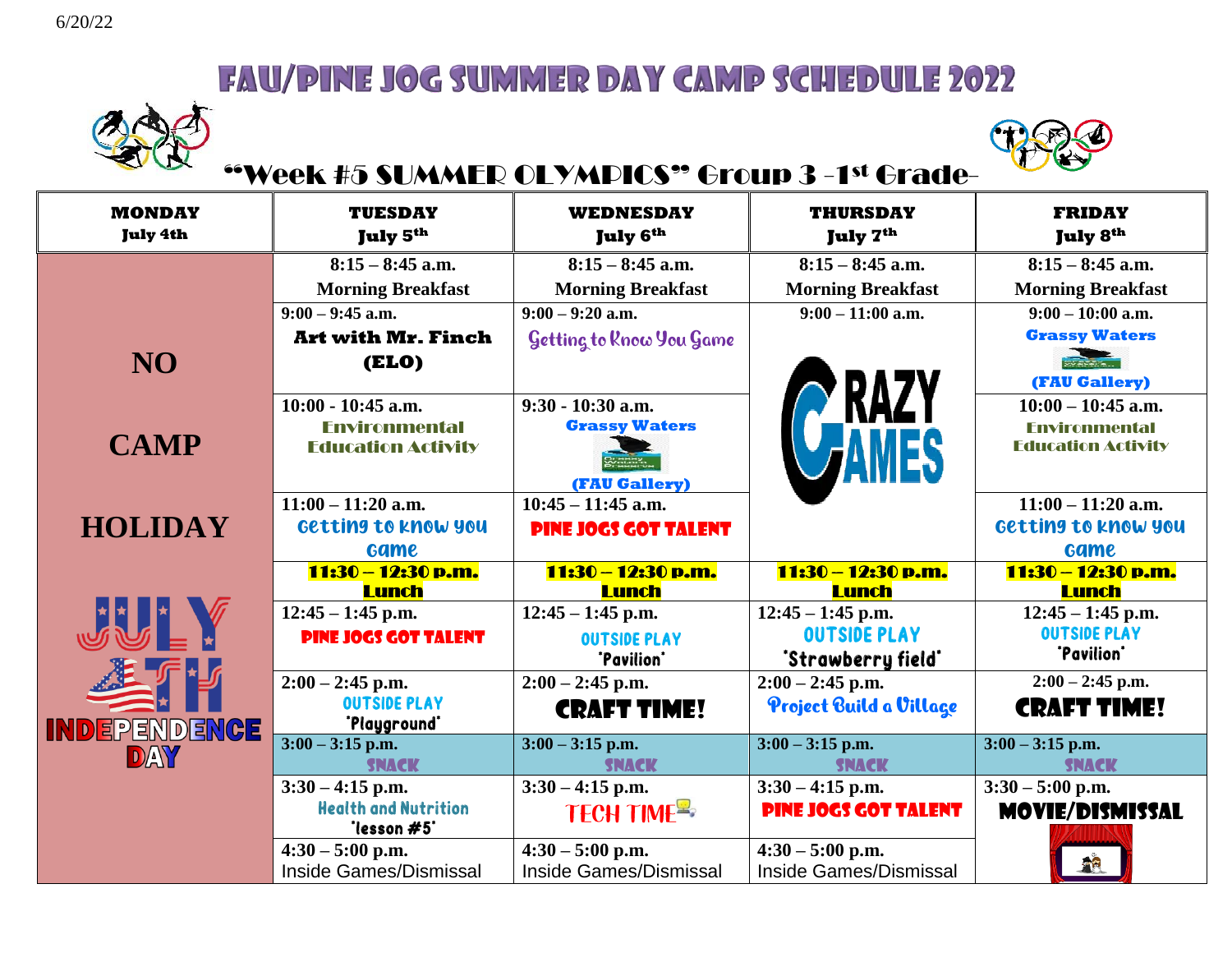6/20/22

# FAU/PINE JOG SUMMER DAY CAMP SCHEDULE 2022

## "Week #5 SUMMER OLYMPICS" Group 3 -1st Grade-

| MONDAY July 4th | TUESDAY July 5th | WEDNESDAY July 6th | THURSDAY July 7th | FRIDAY July 8th |
|---|---|---|---|---|
| NO CAMP HOLIDAY JULY 4TH INDEPENDENCE DAY | 8:15 – 8:45 a.m. Morning Breakfast | 8:15 – 8:45 a.m. Morning Breakfast | 8:15 – 8:45 a.m. Morning Breakfast | 8:15 – 8:45 a.m. Morning Breakfast |
| | 9:00 – 9:45 a.m. **Art with Mr. Finch (ELO)** | 9:00 – 9:20 a.m. Getting to Know You Game | 9:00 – 11:00 a.m. CRAZY GAMES | 9:00 – 10:00 a.m. **Grassy Waters (FAU Gallery)** |
| | 10:00 - 10:45 a.m. Environmental Education Activity | 9:30 - 10:30 a.m. **Grassy Waters (FAU Gallery)** | | 10:00 – 10:45 a.m. Environmental Education Activity |
| | 11:00 – 11:20 a.m. Getting to know you Game | 10:45 – 11:45 a.m. **PINE JOGS GOT TALENT** | | 11:00 – 11:20 a.m. Getting to know you Game |
| | **11:30 – 12:30 p.m. Lunch** | **11:30 – 12:30 p.m. Lunch** | **11:30 – 12:30 p.m. Lunch** | **11:30 – 12:30 p.m. Lunch** |
| | 12:45 – 1:45 p.m. **PINE JOGS GOT TALENT** | 12:45 – 1:45 p.m. OUTSIDE PLAY "Pavilion" | 12:45 – 1:45 p.m. OUTSIDE PLAY "Strawberry field" | 12:45 – 1:45 p.m. OUTSIDE PLAY "Pavilion" |
| | 2:00 – 2:45 p.m. OUTSIDE PLAY "Playground" | 2:00 – 2:45 p.m. **CRAFT TIME!** | 2:00 – 2:45 p.m. Project Build a Village | 2:00 – 2:45 p.m. **CRAFT TIME!** |
| | 3:00 – 3:15 p.m. SNACK | 3:00 – 3:15 p.m. SNACK | 3:00 – 3:15 p.m. SNACK | 3:00 – 3:15 p.m. SNACK |
| | 3:30 – 4:15 p.m. Health and Nutrition "lesson #5" | 3:30 – 4:15 p.m. TECH TIME | 3:30 – 4:15 p.m. **PINE JOGS GOT TALENT** | 3:30 – 5:00 p.m. **MOVIE/DISMISSAL** |
| | 4:30 – 5:00 p.m. Inside Games/Dismissal | 4:30 – 5:00 p.m. Inside Games/Dismissal | 4:30 – 5:00 p.m. Inside Games/Dismissal | |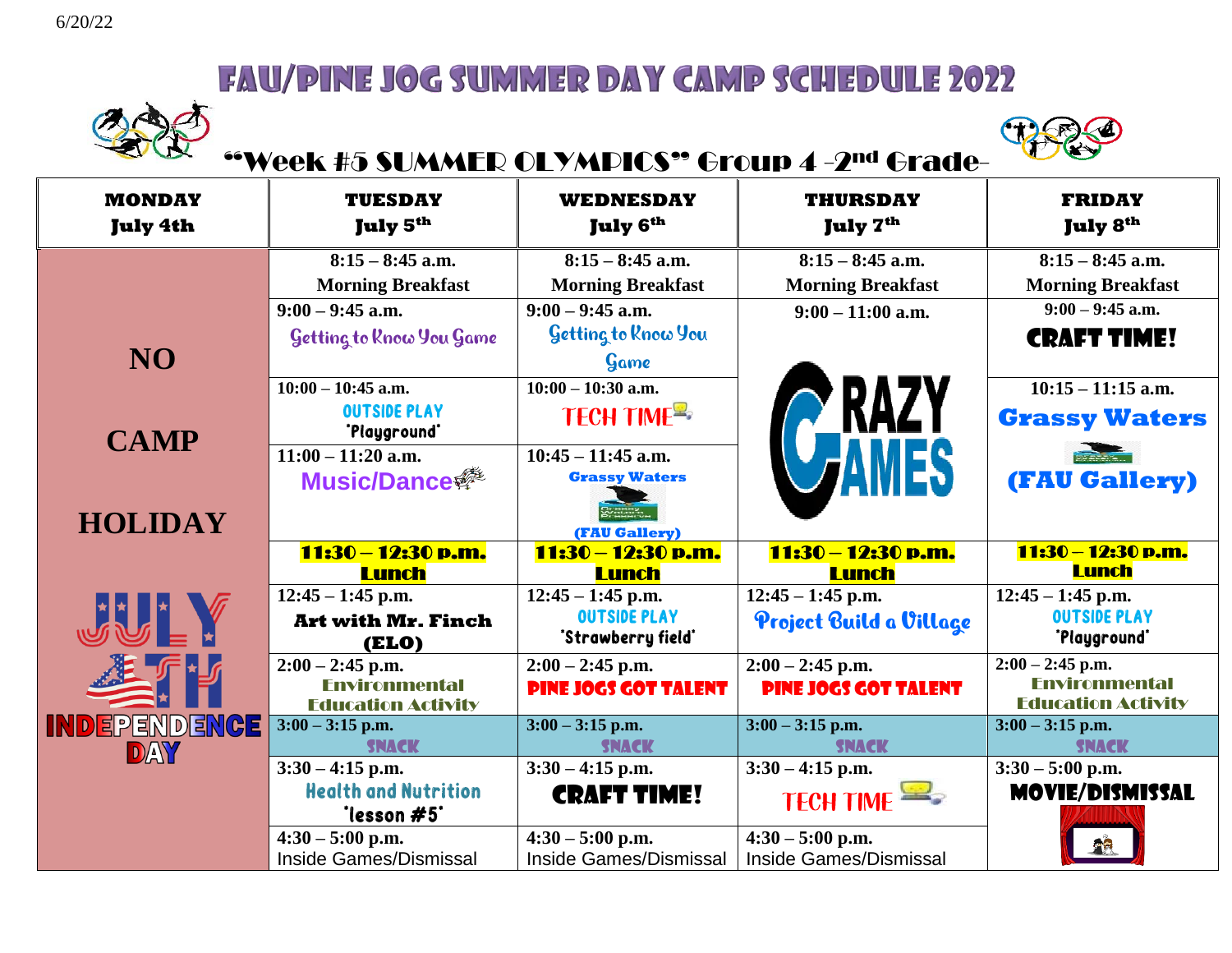6/20/22

# FAU/PINE JOG SUMMER DAY CAMP SCHEDULE 2022

## "Week #5 SUMMER OLYMPICS" Group 4 -2nd Grade-

| MONDAY July 4th | TUESDAY July 5th | WEDNESDAY July 6th | THURSDAY July 7th | FRIDAY July 8th |
|---|---|---|---|---|
| NO CAMP HOLIDAY JULY 4TH INDEPENDENCE DAY | 8:15 – 8:45 a.m. Morning Breakfast | 8:15 – 8:45 a.m. Morning Breakfast | 8:15 – 8:45 a.m. Morning Breakfast | 8:15 – 8:45 a.m. Morning Breakfast |
| | 9:00 – 9:45 a.m. Getting to Know You Game | 9:00 – 9:45 a.m. Getting to Know You Game | 9:00 – 11:00 a.m. CRAZY GAMES | 9:00 – 9:45 a.m. CRAFT TIME! |
| | 10:00 – 10:45 a.m. OUTSIDE PLAY "Playground" | 10:00 – 10:30 a.m. TECH TIME | | 10:15 – 11:15 a.m. Grassy Waters (FAU Gallery) |
| | 11:00 – 11:20 a.m. Music/Dance | 10:45 – 11:45 a.m. Grassy Waters (FAU Gallery) | | |
| | 11:30 – 12:30 p.m. Lunch | 11:30 – 12:30 p.m. Lunch | 11:30 – 12:30 p.m. Lunch | 11:30 – 12:30 p.m. Lunch |
| | 12:45 – 1:45 p.m. Art with Mr. Finch (ELO) | 12:45 – 1:45 p.m. OUTSIDE PLAY "Strawberry field" | 12:45 – 1:45 p.m. Project Build a Village | 12:45 – 1:45 p.m. OUTSIDE PLAY "Playground" |
| | 2:00 – 2:45 p.m. Environmental Education Activity | 2:00 – 2:45 p.m. PINE JOGS GOT TALENT | 2:00 – 2:45 p.m. PINE JOGS GOT TALENT | 2:00 – 2:45 p.m. Environmental Education Activity |
| | 3:00 – 3:15 p.m. SNACK | 3:00 – 3:15 p.m. SNACK | 3:00 – 3:15 p.m. SNACK | 3:00 – 3:15 p.m. SNACK |
| | 3:30 – 4:15 p.m. Health and Nutrition "lesson #5" | 3:30 – 4:15 p.m. CRAFT TIME! | 3:30 – 4:15 p.m. TECH TIME | 3:30 – 5:00 p.m. MOVIE/DISMISSAL |
| | 4:30 – 5:00 p.m. Inside Games/Dismissal | 4:30 – 5:00 p.m. Inside Games/Dismissal | 4:30 – 5:00 p.m. Inside Games/Dismissal | |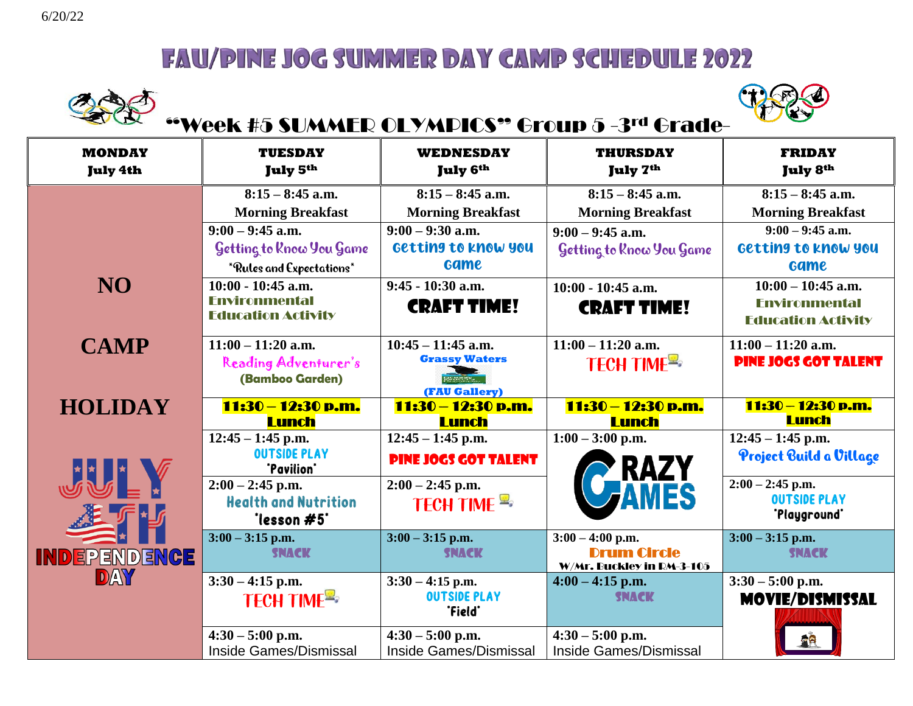6/20/22

# FAU/PINE JOG SUMMER DAY CAMP SCHEDULE 2022

## "Week #5 SUMMER OLYMPICS" Group 5 -3rd Grade-

| MONDAY July 4th | TUESDAY July 5th | WEDNESDAY July 6th | THURSDAY July 7th | FRIDAY July 8th |
|---|---|---|---|---|
| NO CAMP HOLIDAY JULY 4TH INDEPENDENCE DAY | 8:15 – 8:45 a.m. Morning Breakfast | 8:15 – 8:45 a.m. Morning Breakfast | 8:15 – 8:45 a.m. Morning Breakfast | 8:15 – 8:45 a.m. Morning Breakfast |
| | 9:00 – 9:45 a.m. Getting to Know You Game *Rules and Expectations* | 9:00 – 9:30 a.m. Getting to know you Game | 9:00 – 9:45 a.m. Getting to Know You Game | 9:00 – 9:45 a.m. Getting to know you Game |
| | 10:00 - 10:45 a.m. Environmental Education Activity | 9:45 - 10:30 a.m. CRAFT TIME! | 10:00 - 10:45 a.m. CRAFT TIME! | 10:00 – 10:45 a.m. Environmental Education Activity |
| | 11:00 – 11:20 a.m. Reading Adventurer's (Bamboo Garden) | 10:45 – 11:45 a.m. Grassy Waters (FAU Gallery) | 11:00 – 11:20 a.m. TECH TIME | 11:00 – 11:20 a.m. PINE JOGS GOT TALENT |
| | 11:30 – 12:30 p.m. Lunch | 11:30 – 12:30 p.m. Lunch | 11:30 – 12:30 p.m. Lunch | 11:30 – 12:30 p.m. Lunch |
| | 12:45 – 1:45 p.m. OUTSIDE PLAY *Pavilion* | 12:45 – 1:45 p.m. PINE JOGS GOT TALENT | 1:00 – 3:00 p.m. CRAZY GAMES | 12:45 – 1:45 p.m. Project Build a Village |
| | 2:00 – 2:45 p.m. Health and Nutrition *lesson #5* | 2:00 – 2:45 p.m. TECH TIME | | 2:00 – 2:45 p.m. OUTSIDE PLAY *Playground* |
| | 3:00 – 3:15 p.m. SNACK | 3:00 – 3:15 p.m. SNACK | 3:00 – 4:00 p.m. Drum Circle W/Mr. Buckley in RM-3-105 | 3:00 – 3:15 p.m. SNACK |
| | 3:30 – 4:15 p.m. TECH TIME | 3:30 – 4:15 p.m. OUTSIDE PLAY *Field* | 4:00 – 4:15 p.m. SNACK | 3:30 – 5:00 p.m. MOVIE/DISMISSAL |
| | 4:30 – 5:00 p.m. Inside Games/Dismissal | 4:30 – 5:00 p.m. Inside Games/Dismissal | 4:30 – 5:00 p.m. Inside Games/Dismissal | |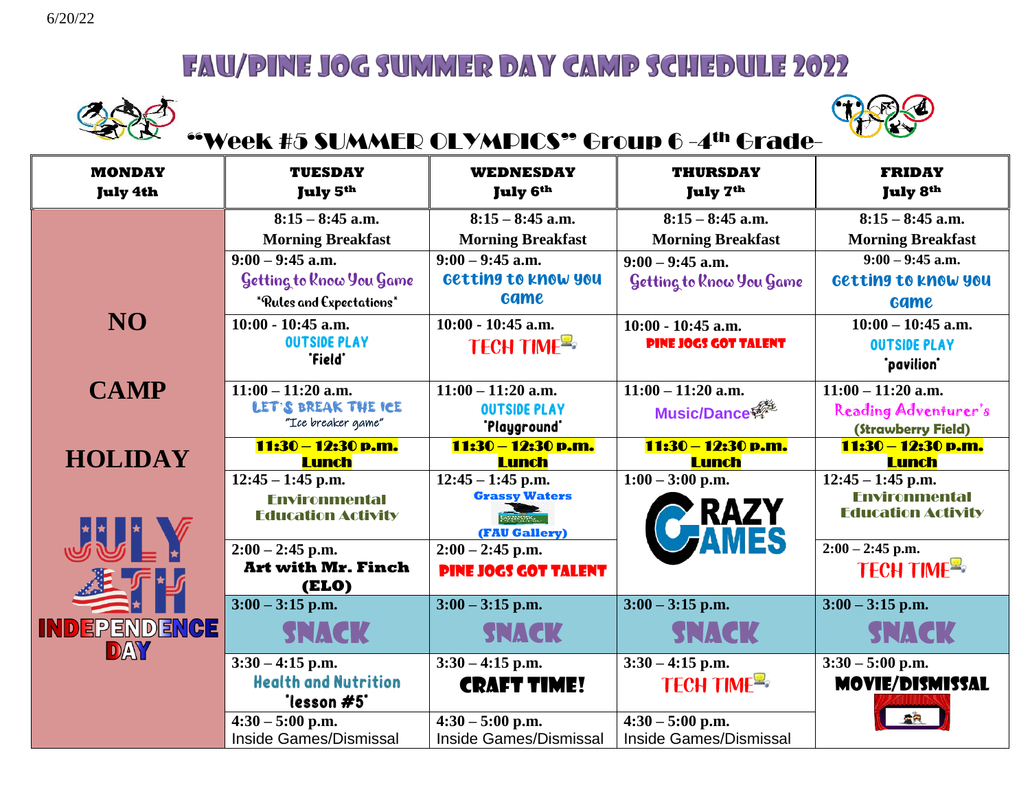6/20/22

# FAU/PINE JOG SUMMER DAY CAMP SCHEDULE 2022

## "Week #5 SUMMER OLYMPICS" Group 6 -4th Grade-

| MONDAY July 4th | TUESDAY July 5th | WEDNESDAY July 6th | THURSDAY July 7th | FRIDAY July 8th |
|---|---|---|---|---|
| NO CAMP HOLIDAY JULY 4TH INDEPENDENCE DAY | **8:15 – 8:45 a.m.** Morning Breakfast | **8:15 – 8:45 a.m.** Morning Breakfast | **8:15 – 8:45 a.m.** Morning Breakfast | **8:15 – 8:45 a.m.** Morning Breakfast |
| | **9:00 – 9:45 a.m.** Getting to Know You Game *Rules and Expectations* | **9:00 – 9:45 a.m.** Getting to know you Game | **9:00 – 9:45 a.m.** Getting to Know You Game | **9:00 – 9:45 a.m.** Getting to know you Game |
| | **10:00 - 10:45 a.m.** OUTSIDE PLAY *Field* | **10:00 - 10:45 a.m.** TECH TIME | **10:00 - 10:45 a.m.** PINE JOGS GOT TALENT | **10:00 – 10:45 a.m.** OUTSIDE PLAY *pavilion* |
| | **11:00 – 11:20 a.m.** LET'S BREAK THE ICE "Ice breaker game" | **11:00 – 11:20 a.m.** OUTSIDE PLAY *Playground* | **11:00 – 11:20 a.m.** Music/Dance | **11:00 – 11:20 a.m.** Reading Adventurer's (Strawberry Field) |
| | **11:30 – 12:30 p.m. Lunch** | **11:30 – 12:30 p.m. Lunch** | **11:30 – 12:30 p.m. Lunch** | **11:30 – 12:30 p.m. Lunch** |
| | **12:45 – 1:45 p.m.** Environmental Education Activity | **12:45 – 1:45 p.m.** Grassy Waters (FAU Gallery) | **1:00 – 3:00 p.m.** CRAZY GAMES | **12:45 – 1:45 p.m.** Environmental Education Activity |
| | **2:00 – 2:45 p.m.** Art with Mr. Finch (ELO) | **2:00 – 2:45 p.m.** PINE JOGS GOT TALENT | | **2:00 – 2:45 p.m.** TECH TIME |
| | **3:00 – 3:15 p.m.** SNACK | **3:00 – 3:15 p.m.** SNACK | **3:00 – 3:15 p.m.** SNACK | **3:00 – 3:15 p.m.** SNACK |
| | **3:30 – 4:15 p.m.** Health and Nutrition *lesson #5* | **3:30 – 4:15 p.m.** CRAFT TIME! | **3:30 – 4:15 p.m.** TECH TIME | **3:30 – 5:00 p.m.** MOVIE/DISMISSAL |
| | **4:30 – 5:00 p.m.** Inside Games/Dismissal | **4:30 – 5:00 p.m.** Inside Games/Dismissal | **4:30 – 5:00 p.m.** Inside Games/Dismissal | |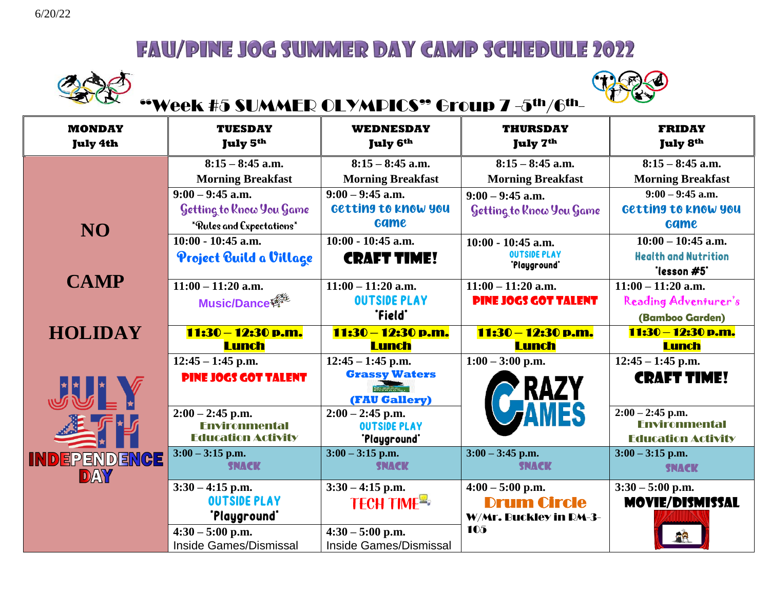6/20/22

# FAU/PINE JOG SUMMER DAY CAMP SCHEDULE 2022

## "Week #5 SUMMER OLYMPICS" Group 7 -5th/6th-

| MONDAY July 4th | TUESDAY July 5th | WEDNESDAY July 6th | THURSDAY July 7th | FRIDAY July 8th |
|---|---|---|---|---|
| NO CAMP HOLIDAY | 8:15 – 8:45 a.m. Morning Breakfast | 8:15 – 8:45 a.m. Morning Breakfast | 8:15 – 8:45 a.m. Morning Breakfast | 8:15 – 8:45 a.m. Morning Breakfast |
| | 9:00 – 9:45 a.m. Getting to Know You Game *Rules and Expectations* | 9:00 – 9:45 a.m. Getting to know you Game | 9:00 – 9:45 a.m. Getting to Know You Game | 9:00 – 9:45 a.m. Getting to know you Game |
| | 10:00 - 10:45 a.m. Project Build a Village | 10:00 - 10:45 a.m. CRAFT TIME! | 10:00 - 10:45 a.m. OUTSIDE PLAY *Playground* | 10:00 – 10:45 a.m. Health and Nutrition *lesson #5* |
| | 11:00 – 11:20 a.m. Music/Dance | 11:00 – 11:20 a.m. OUTSIDE PLAY *Field* | 11:00 – 11:20 a.m. PINE JOGS GOT TALENT | 11:00 – 11:20 a.m. Reading Adventurer's (Bamboo Garden) |
| JULY 4TH INDEPENDENCE DAY | 11:30 – 12:30 p.m. Lunch | 11:30 – 12:30 p.m. Lunch | 11:30 – 12:30 p.m. Lunch | 11:30 – 12:30 p.m. Lunch |
| | 12:45 – 1:45 p.m. PINE JOGS GOT TALENT | 12:45 – 1:45 p.m. Grassy Waters (FAU Gallery) | 1:00 – 3:00 p.m. CRAZY GAMES | 12:45 – 1:45 p.m. CRAFT TIME! |
| | 2:00 – 2:45 p.m. Environmental Education Activity | 2:00 – 2:45 p.m. OUTSIDE PLAY *Playground* | | 2:00 – 2:45 p.m. Environmental Education Activity |
| | 3:00 – 3:15 p.m. SNACK | 3:00 – 3:15 p.m. SNACK | 3:00 – 3:45 p.m. SNACK | 3:00 – 3:15 p.m. SNACK |
| | 3:30 – 4:15 p.m. OUTSIDE PLAY *Playground* | 3:30 – 4:15 p.m. TECH TIME | 4:00 – 5:00 p.m. Drum Circle W/Mr. Buckley in RM-3-105 | 3:30 – 5:00 p.m. MOVIE/DISMISSAL |
| | 4:30 – 5:00 p.m. Inside Games/Dismissal | 4:30 – 5:00 p.m. Inside Games/Dismissal | | |